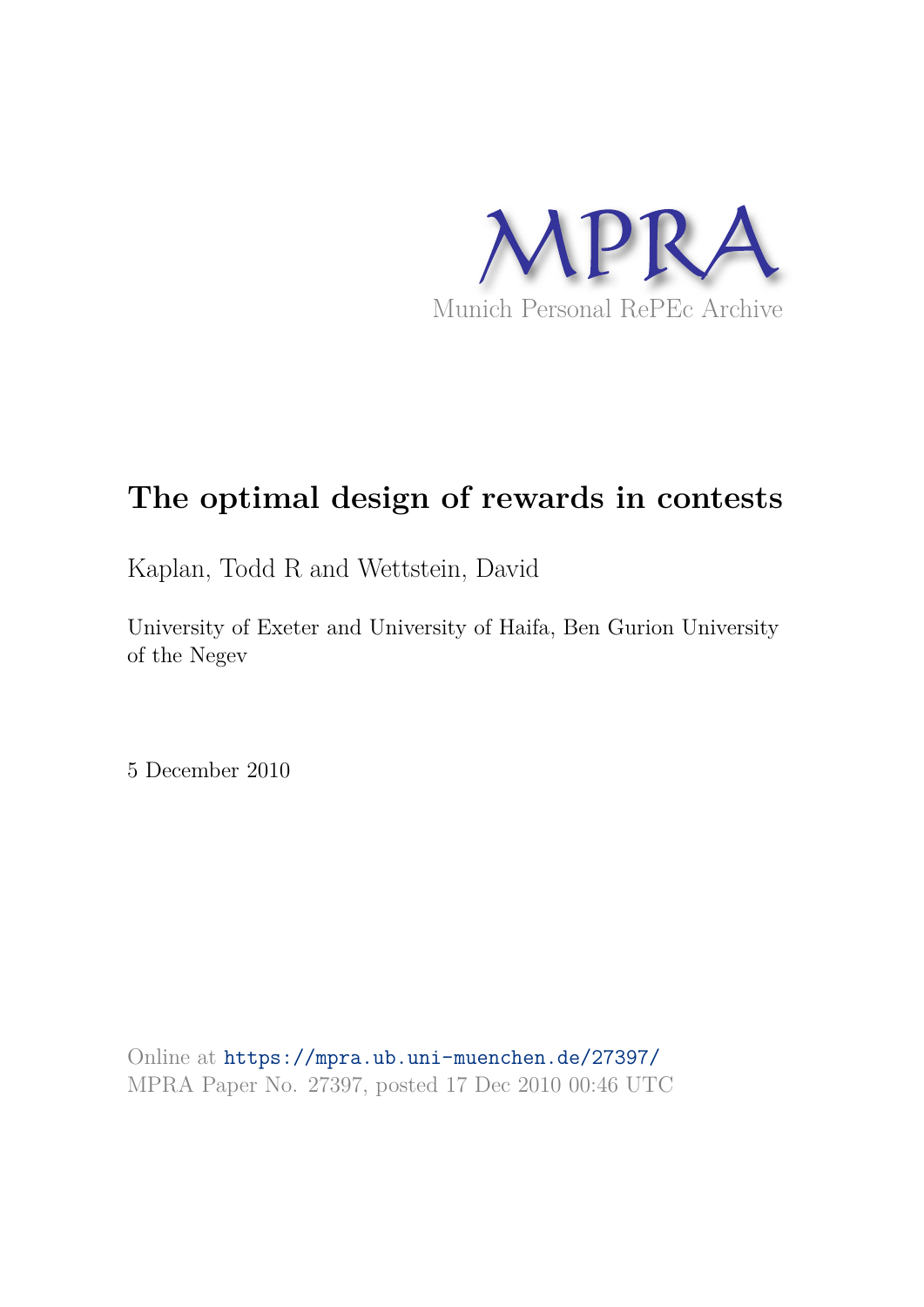MPRA

Munich Personal RePEc Archive

# The optimal design of rewards in contests

Kaplan, Todd R and Wettstein, David

University of Exeter and University of Haifa, Ben Gurion University of the Negev

5 December 2010

Online at https://mpra.ub.uni-muenchen.de/27397/
MPRA Paper No. 27397, posted 17 Dec 2010 00:46 UTC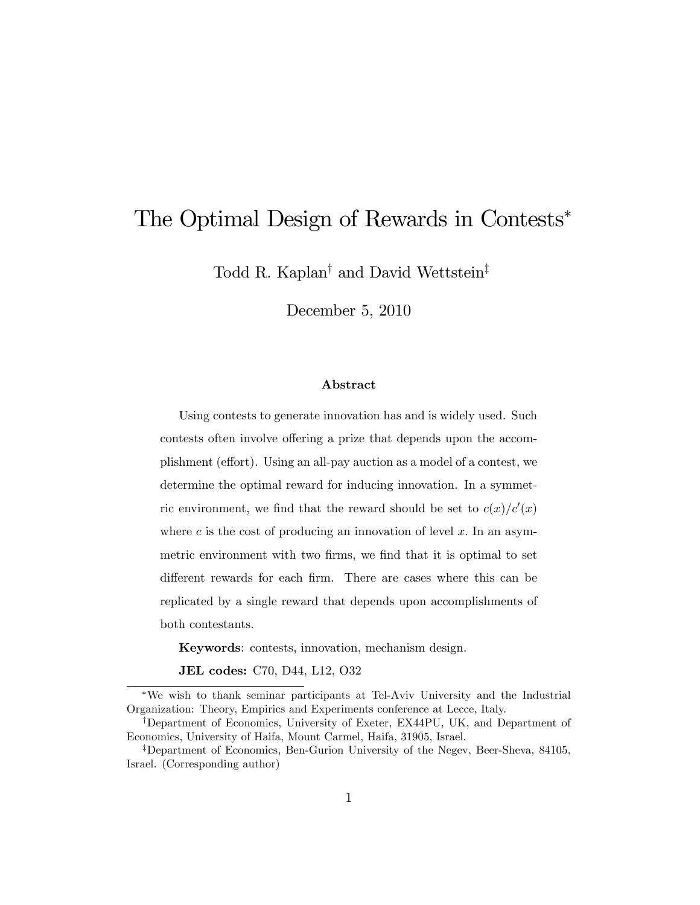# The Optimal Design of Rewards in Contests*

Todd R. Kaplan[†] and David Wettstein[‡]

December 5, 2010

### Abstract

Using contests to generate innovation has and is widely used. Such contests often involve offering a prize that depends upon the accomplishment (effort). Using an all-pay auction as a model of a contest, we determine the optimal reward for inducing innovation. In a symmetric environment, we find that the reward should be set to $c(x)/c'(x)$ where $c$ is the cost of producing an innovation of level $x$. In an asymmetric environment with two firms, we find that it is optimal to set different rewards for each firm. There are cases where this can be replicated by a single reward that depends upon accomplishments of both contestants.

**Keywords**: contests, innovation, mechanism design.

**JEL codes:** C70, D44, L12, O32

---

*We wish to thank seminar participants at Tel-Aviv University and the Industrial Organization: Theory, Empirics and Experiments conference at Lecce, Italy.

[†]Department of Economics, University of Exeter, EX44PU, UK, and Department of Economics, University of Haifa, Mount Carmel, Haifa, 31905, Israel.

[‡]Department of Economics, Ben-Gurion University of the Negev, Beer-Sheva, 84105, Israel. (Corresponding author)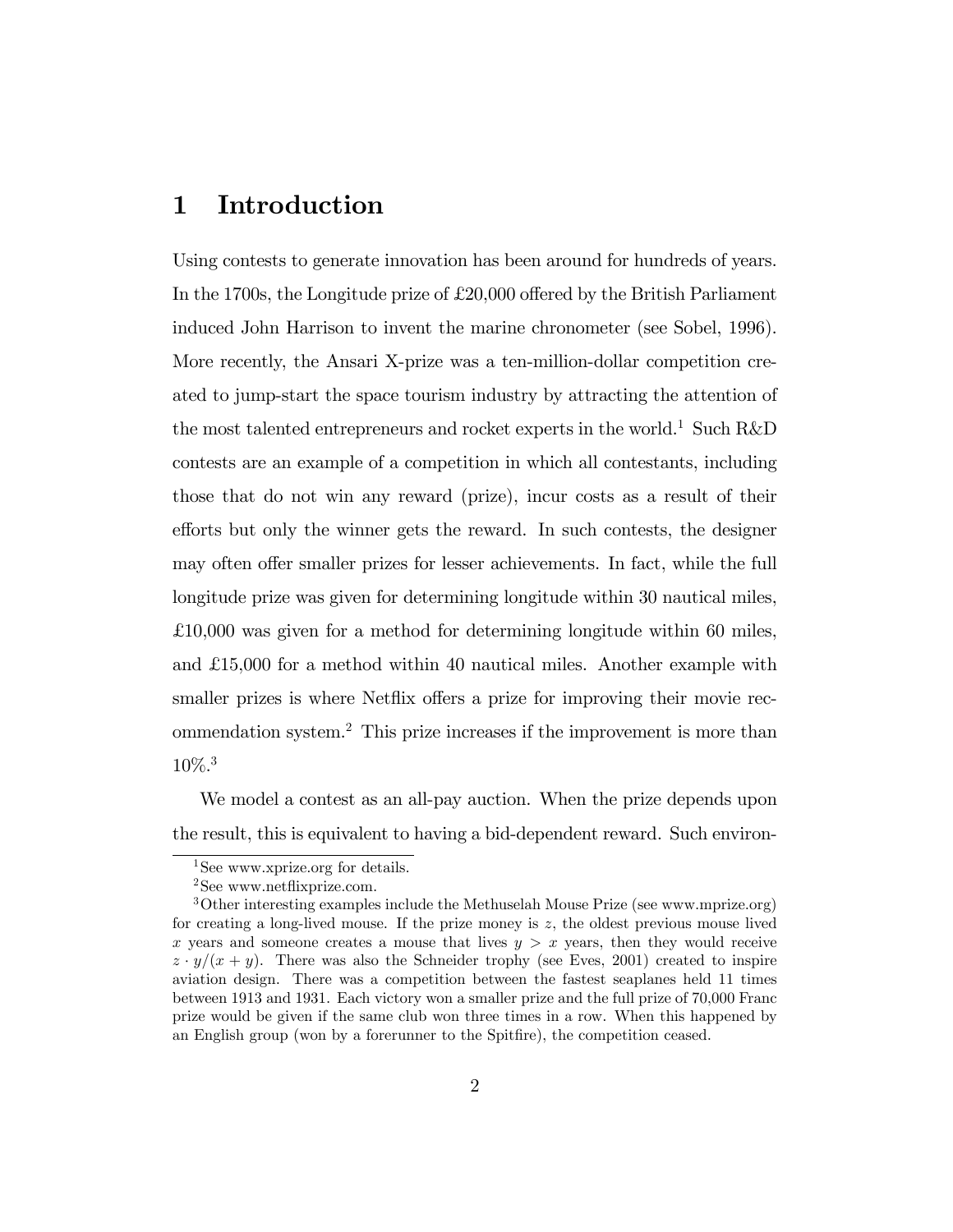# 1 Introduction

Using contests to generate innovation has been around for hundreds of years. In the 1700s, the Longitude prize of £20,000 offered by the British Parliament induced John Harrison to invent the marine chronometer (see Sobel, 1996). More recently, the Ansari X-prize was a ten-million-dollar competition created to jump-start the space tourism industry by attracting the attention of the most talented entrepreneurs and rocket experts in the world.[1] Such R&D contests are an example of a competition in which all contestants, including those that do not win any reward (prize), incur costs as a result of their efforts but only the winner gets the reward. In such contests, the designer may often offer smaller prizes for lesser achievements. In fact, while the full longitude prize was given for determining longitude within 30 nautical miles, £10,000 was given for a method for determining longitude within 60 miles, and £15,000 for a method within 40 nautical miles. Another example with smaller prizes is where Netflix offers a prize for improving their movie recommendation system.[2] This prize increases if the improvement is more than 10%.[3]

We model a contest as an all-pay auction. When the prize depends upon the result, this is equivalent to having a bid-dependent reward. Such environ-

---

[1] See www.xprize.org for details.

[2] See www.netflixprize.com.

[3] Other interesting examples include the Methuselah Mouse Prize (see www.mprize.org) for creating a long-lived mouse. If the prize money is $z$, the oldest previous mouse lived $x$ years and someone creates a mouse that lives $y > x$ years, then they would receive $z \cdot y/(x + y)$. There was also the Schneider trophy (see Eves, 2001) created to inspire aviation design. There was a competition between the fastest seaplanes held 11 times between 1913 and 1931. Each victory won a smaller prize and the full prize of 70,000 Franc prize would be given if the same club won three times in a row. When this happened by an English group (won by a forerunner to the Spitfire), the competition ceased.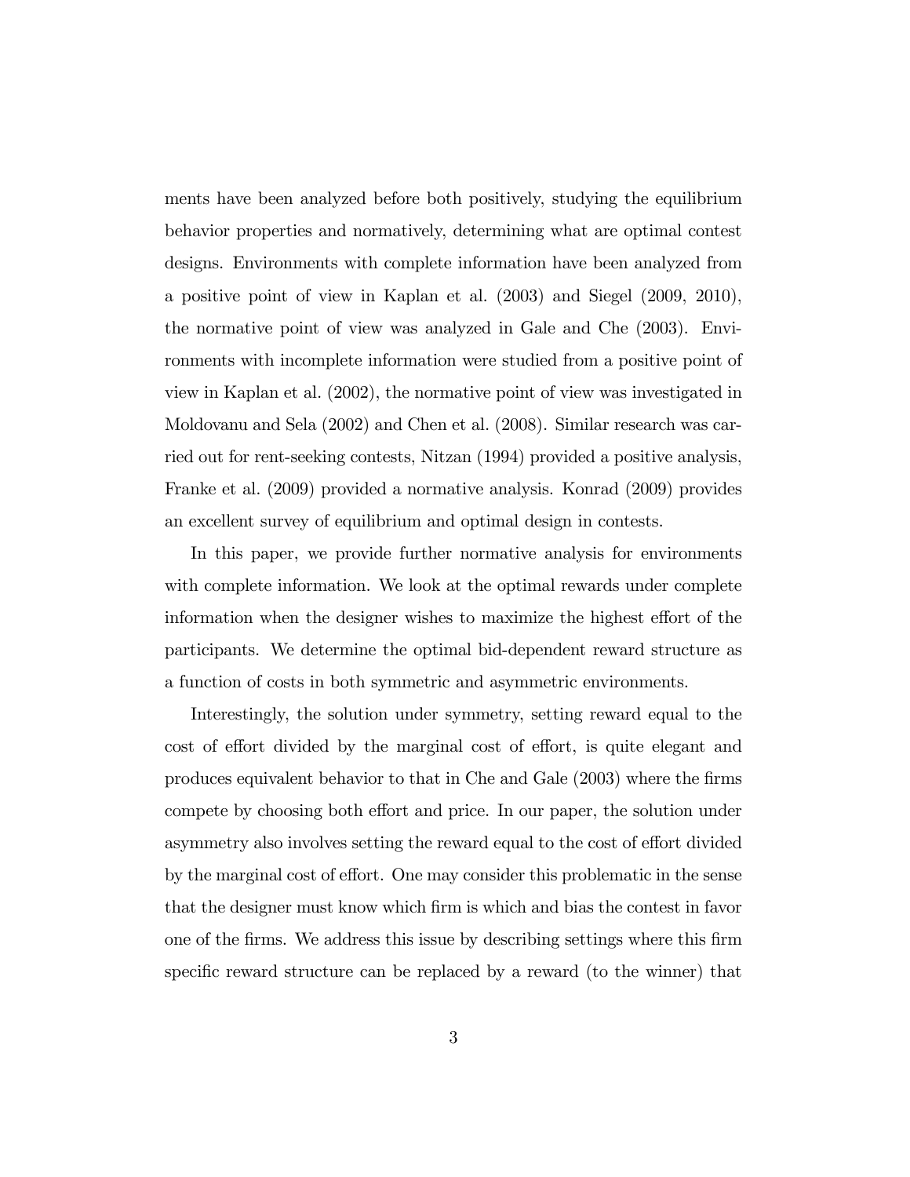ments have been analyzed before both positively, studying the equilibrium behavior properties and normatively, determining what are optimal contest designs. Environments with complete information have been analyzed from a positive point of view in Kaplan et al. (2003) and Siegel (2009, 2010), the normative point of view was analyzed in Gale and Che (2003). Environments with incomplete information were studied from a positive point of view in Kaplan et al. (2002), the normative point of view was investigated in Moldovanu and Sela (2002) and Chen et al. (2008). Similar research was carried out for rent-seeking contests, Nitzan (1994) provided a positive analysis, Franke et al. (2009) provided a normative analysis. Konrad (2009) provides an excellent survey of equilibrium and optimal design in contests.

In this paper, we provide further normative analysis for environments with complete information. We look at the optimal rewards under complete information when the designer wishes to maximize the highest effort of the participants. We determine the optimal bid-dependent reward structure as a function of costs in both symmetric and asymmetric environments.

Interestingly, the solution under symmetry, setting reward equal to the cost of effort divided by the marginal cost of effort, is quite elegant and produces equivalent behavior to that in Che and Gale (2003) where the firms compete by choosing both effort and price. In our paper, the solution under asymmetry also involves setting the reward equal to the cost of effort divided by the marginal cost of effort. One may consider this problematic in the sense that the designer must know which firm is which and bias the contest in favor one of the firms. We address this issue by describing settings where this firm specific reward structure can be replaced by a reward (to the winner) that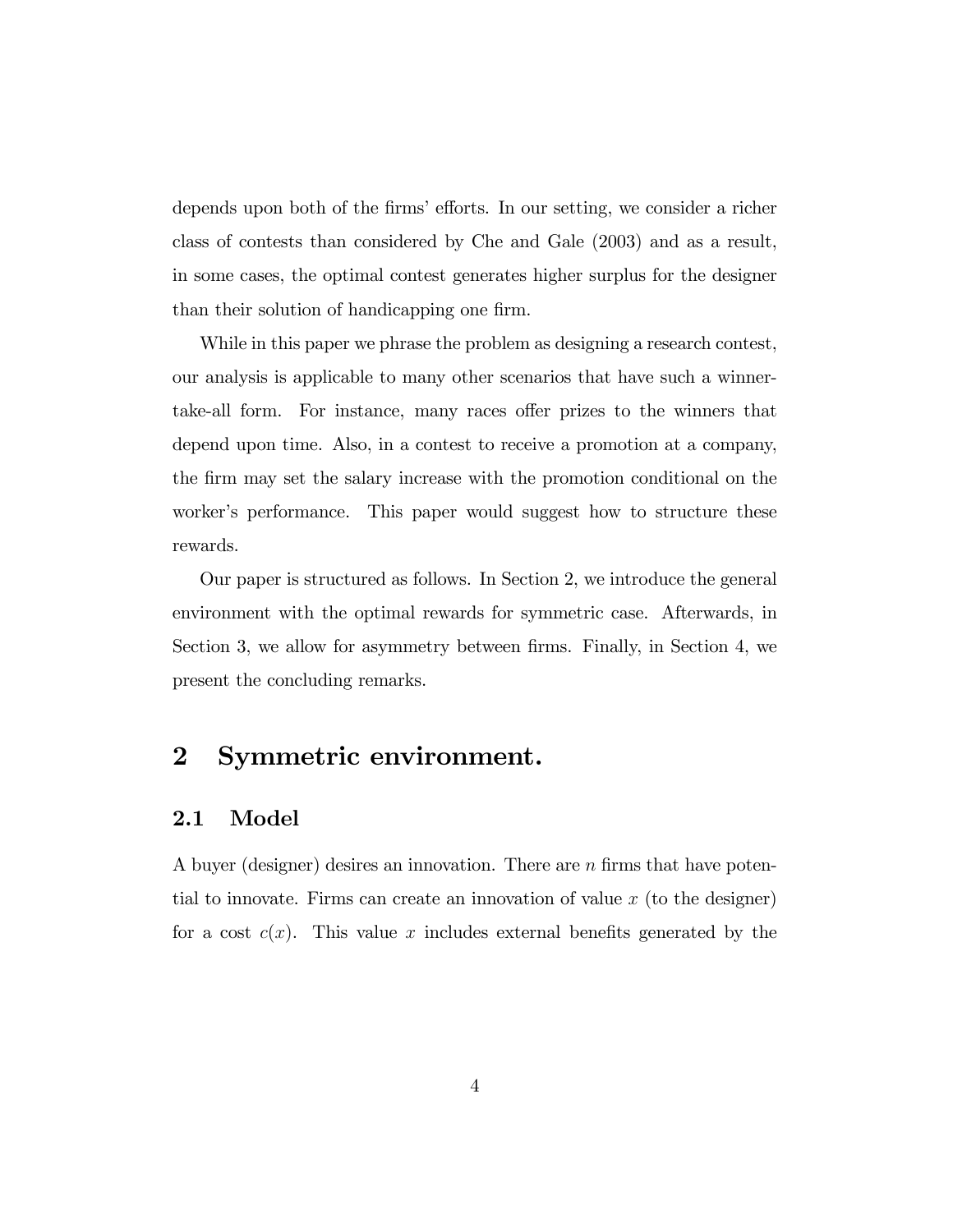depends upon both of the firms' efforts. In our setting, we consider a richer class of contests than considered by Che and Gale (2003) and as a result, in some cases, the optimal contest generates higher surplus for the designer than their solution of handicapping one firm.

While in this paper we phrase the problem as designing a research contest, our analysis is applicable to many other scenarios that have such a winner-take-all form. For instance, many races offer prizes to the winners that depend upon time. Also, in a contest to receive a promotion at a company, the firm may set the salary increase with the promotion conditional on the worker's performance. This paper would suggest how to structure these rewards.

Our paper is structured as follows. In Section 2, we introduce the general environment with the optimal rewards for symmetric case. Afterwards, in Section 3, we allow for asymmetry between firms. Finally, in Section 4, we present the concluding remarks.

# 2 Symmetric environment.

## 2.1 Model

A buyer (designer) desires an innovation. There are $n$ firms that have potential to innovate. Firms can create an innovation of value $x$ (to the designer) for a cost $c(x)$. This value $x$ includes external benefits generated by the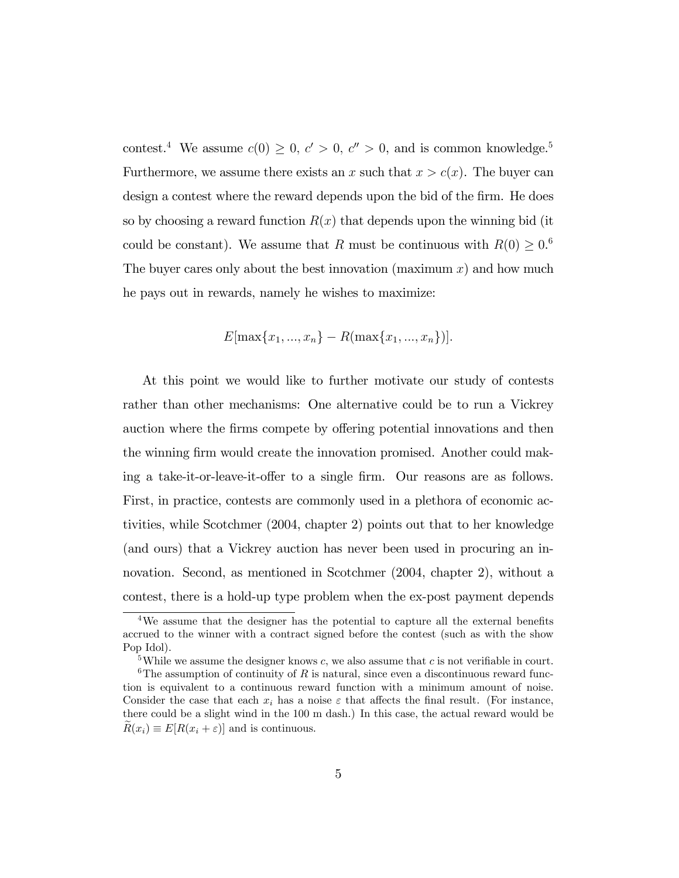contest.[4] We assume $c(0) \geq 0$, $c' > 0$, $c'' > 0$, and is common knowledge.[5] Furthermore, we assume there exists an $x$ such that $x > c(x)$. The buyer can design a contest where the reward depends upon the bid of the firm. He does so by choosing a reward function $R(x)$ that depends upon the winning bid (it could be constant). We assume that $R$ must be continuous with $R(0) \geq 0$.[6] The buyer cares only about the best innovation (maximum $x$) and how much he pays out in rewards, namely he wishes to maximize:

$$E[\max\{x_1, ..., x_n\} - R(\max\{x_1, ..., x_n\})].$$

At this point we would like to further motivate our study of contests rather than other mechanisms: One alternative could be to run a Vickrey auction where the firms compete by offering potential innovations and then the winning firm would create the innovation promised. Another could mak-ing a take-it-or-leave-it-offer to a single firm. Our reasons are as follows. First, in practice, contests are commonly used in a plethora of economic activities, while Scotchmer (2004, chapter 2) points out that to her knowledge (and ours) that a Vickrey auction has never been used in procuring an innovation. Second, as mentioned in Scotchmer (2004, chapter 2), without a contest, there is a hold-up type problem when the ex-post payment depends

---

[4] We assume that the designer has the potential to capture all the external benefits accrued to the winner with a contract signed before the contest (such as with the show Pop Idol).

[5] While we assume the designer knows $c$, we also assume that $c$ is not verifiable in court.

[6] The assumption of continuity of $R$ is natural, since even a discontinuous reward function is equivalent to a continuous reward function with a minimum amount of noise. Consider the case that each $x_i$ has a noise $\varepsilon$ that affects the final result. (For instance, there could be a slight wind in the 100 m dash.) In this case, the actual reward would be $\widetilde{R}(x_i) \equiv E[R(x_i + \varepsilon)]$ and is continuous.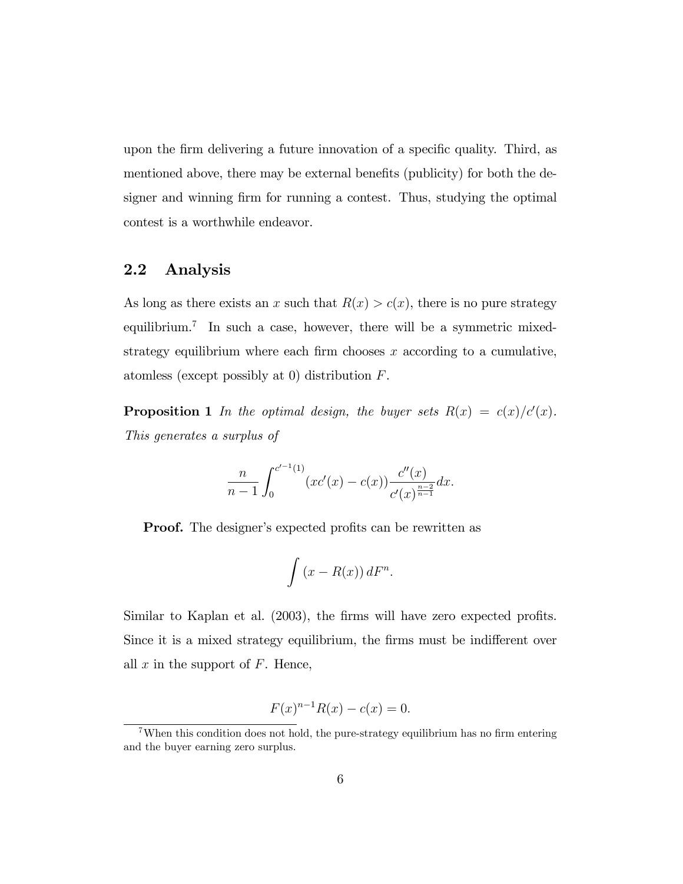upon the firm delivering a future innovation of a specific quality. Third, as mentioned above, there may be external benefits (publicity) for both the designer and winning firm for running a contest. Thus, studying the optimal contest is a worthwhile endeavor.

## 2.2 Analysis

As long as there exists an $x$ such that $R(x) > c(x)$, there is no pure strategy equilibrium.[7] In such a case, however, there will be a symmetric mixed-strategy equilibrium where each firm chooses $x$ according to a cumulative, atomless (except possibly at 0) distribution $F$.

**Proposition 1** *In the optimal design, the buyer sets $R(x) = c(x)/c'(x)$. This generates a surplus of*

$$\frac{n}{n-1}\int_0^{c'^{-1}(1)} (xc'(x) - c(x))\frac{c''(x)}{c'(x)^{\frac{n-2}{n-1}}}dx.$$

**Proof.** The designer's expected profits can be rewritten as

$$\int (x - R(x))\, dF^n.$$

Similar to Kaplan et al. (2003), the firms will have zero expected profits. Since it is a mixed strategy equilibrium, the firms must be indifferent over all $x$ in the support of $F$. Hence,

$$F(x)^{n-1}R(x) - c(x) = 0.$$

[7] When this condition does not hold, the pure-strategy equilibrium has no firm entering and the buyer earning zero surplus.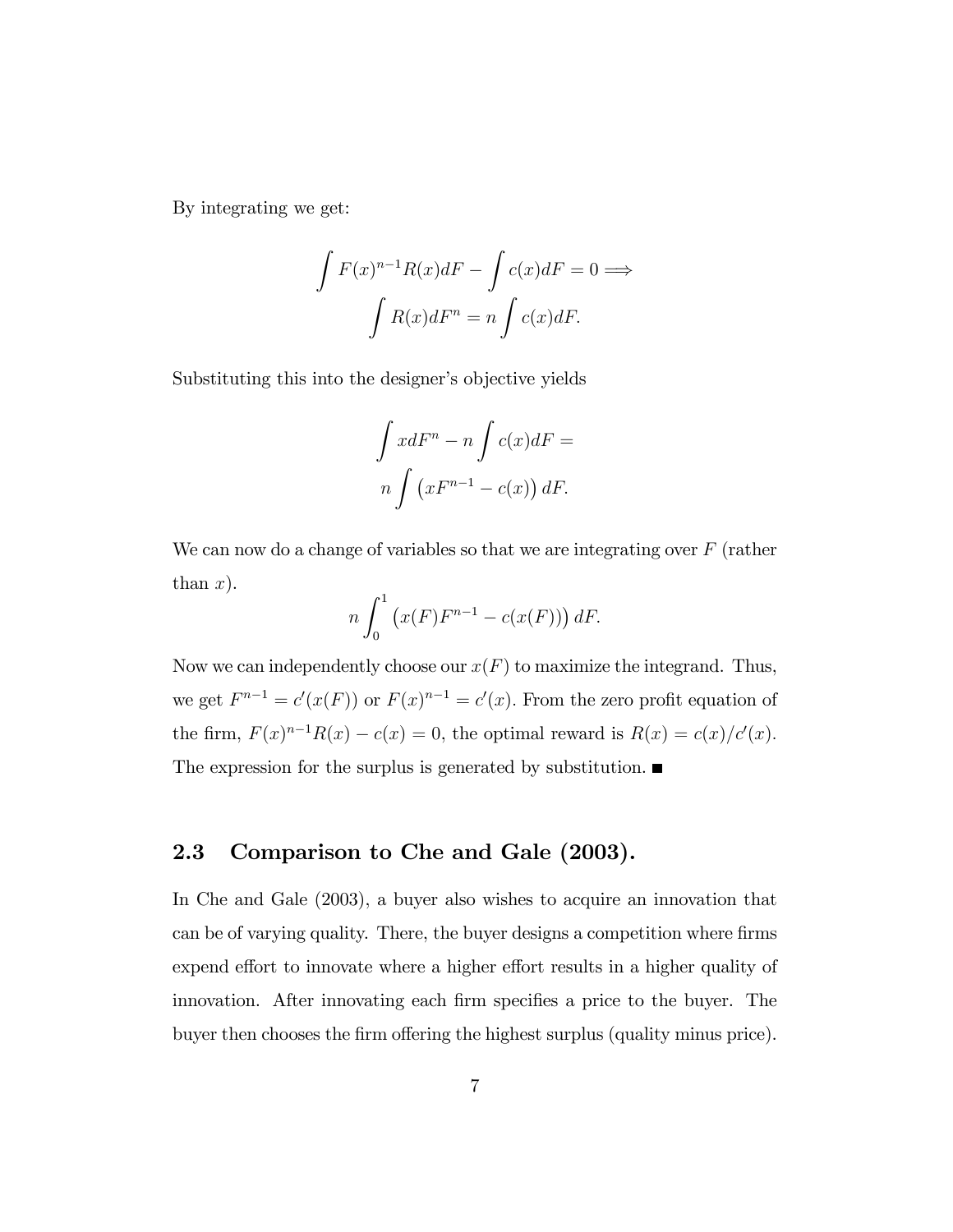By integrating we get:

$$\int F(x)^{n-1}R(x)dF - \int c(x)dF = 0 \Longrightarrow$$
$$\int R(x)dF^n = n \int c(x)dF.$$

Substituting this into the designer's objective yields

$$\int x dF^n - n \int c(x)dF =$$
$$n \int \left(xF^{n-1} - c(x)\right) dF.$$

We can now do a change of variables so that we are integrating over $F$ (rather than $x$).

$$n \int_0^1 \left(x(F)F^{n-1} - c(x(F))\right) dF.$$

Now we can independently choose our $x(F)$ to maximize the integrand. Thus, we get $F^{n-1} = c'(x(F))$ or $F(x)^{n-1} = c'(x)$. From the zero profit equation of the firm, $F(x)^{n-1}R(x) - c(x) = 0$, the optimal reward is $R(x) = c(x)/c'(x)$. The expression for the surplus is generated by substitution. ■

## 2.3 Comparison to Che and Gale (2003).

In Che and Gale (2003), a buyer also wishes to acquire an innovation that can be of varying quality. There, the buyer designs a competition where firms expend effort to innovate where a higher effort results in a higher quality of innovation. After innovating each firm specifies a price to the buyer. The buyer then chooses the firm offering the highest surplus (quality minus price).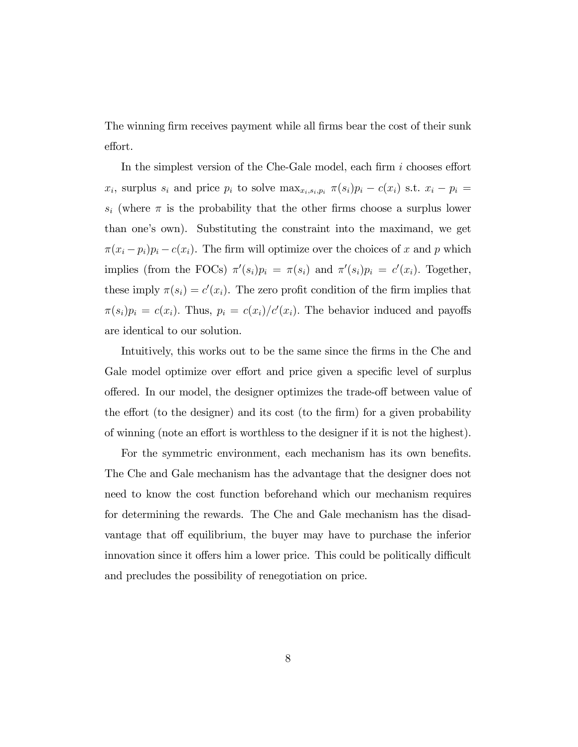The winning firm receives payment while all firms bear the cost of their sunk effort.

In the simplest version of the Che-Gale model, each firm $i$ chooses effort $x_i$, surplus $s_i$ and price $p_i$ to solve $\max_{x_i, s_i, p_i} \pi(s_i)p_i - c(x_i)$ s.t. $x_i - p_i = s_i$ (where $\pi$ is the probability that the other firms choose a surplus lower than one's own). Substituting the constraint into the maximand, we get $\pi(x_i - p_i)p_i - c(x_i)$. The firm will optimize over the choices of $x$ and $p$ which implies (from the FOCs) $\pi'(s_i)p_i = \pi(s_i)$ and $\pi'(s_i)p_i = c'(x_i)$. Together, these imply $\pi(s_i) = c'(x_i)$. The zero profit condition of the firm implies that $\pi(s_i)p_i = c(x_i)$. Thus, $p_i = c(x_i)/c'(x_i)$. The behavior induced and payoffs are identical to our solution.

Intuitively, this works out to be the same since the firms in the Che and Gale model optimize over effort and price given a specific level of surplus offered. In our model, the designer optimizes the trade-off between value of the effort (to the designer) and its cost (to the firm) for a given probability of winning (note an effort is worthless to the designer if it is not the highest).

For the symmetric environment, each mechanism has its own benefits. The Che and Gale mechanism has the advantage that the designer does not need to know the cost function beforehand which our mechanism requires for determining the rewards. The Che and Gale mechanism has the disadvantage that off equilibrium, the buyer may have to purchase the inferior innovation since it offers him a lower price. This could be politically difficult and precludes the possibility of renegotiation on price.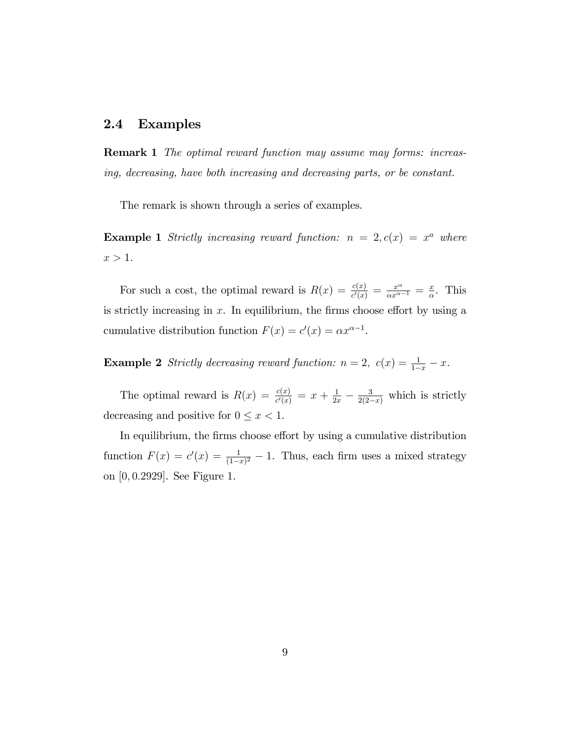## 2.4 Examples

**Remark 1** *The optimal reward function may assume may forms: increasing, decreasing, have both increasing and decreasing parts, or be constant.*

The remark is shown through a series of examples.

**Example 1** *Strictly increasing reward function: $n = 2, c(x) = x^a$ where $x > 1$.*

For such a cost, the optimal reward is $R(x) = \frac{c(x)}{c'(x)} = \frac{x^\alpha}{\alpha x^{\alpha-1}} = \frac{x}{\alpha}$. This is strictly increasing in $x$. In equilibrium, the firms choose effort by using a cumulative distribution function $F(x) = c'(x) = \alpha x^{\alpha-1}$.

**Example 2** *Strictly decreasing reward function: $n = 2,\ c(x) = \frac{1}{1-x} - x$.*

The optimal reward is $R(x) = \frac{c(x)}{c'(x)} = x + \frac{1}{2x} - \frac{3}{2(2-x)}$ which is strictly decreasing and positive for $0 \leq x < 1$.

In equilibrium, the firms choose effort by using a cumulative distribution function $F(x) = c'(x) = \frac{1}{(1-x)^2} - 1$. Thus, each firm uses a mixed strategy on $[0, 0.2929]$. See Figure 1.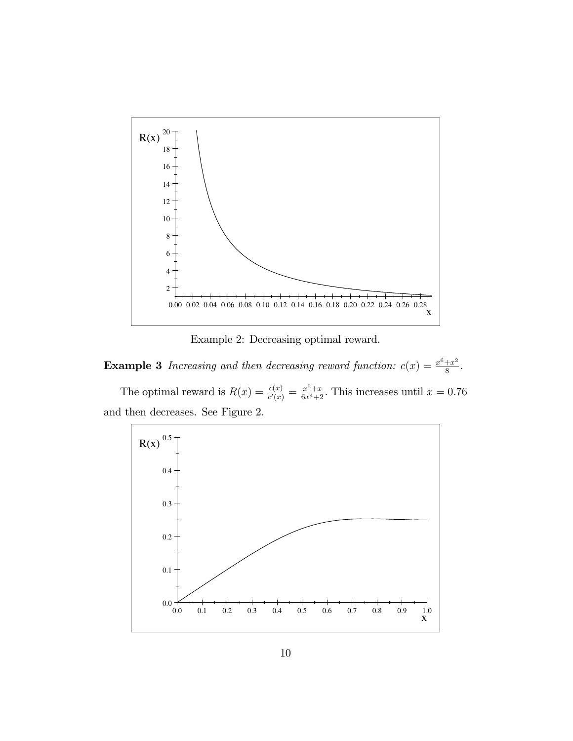Example 2: Decreasing optimal reward.

**Example 3** *Increasing and then decreasing reward function:* $c(x) = \frac{x^6+x^2}{8}$.

The optimal reward is $R(x) = \frac{c(x)}{c'(x)} = \frac{x^5+x}{6x^4+2}$. This increases until $x = 0.76$ and then decreases. See Figure 2.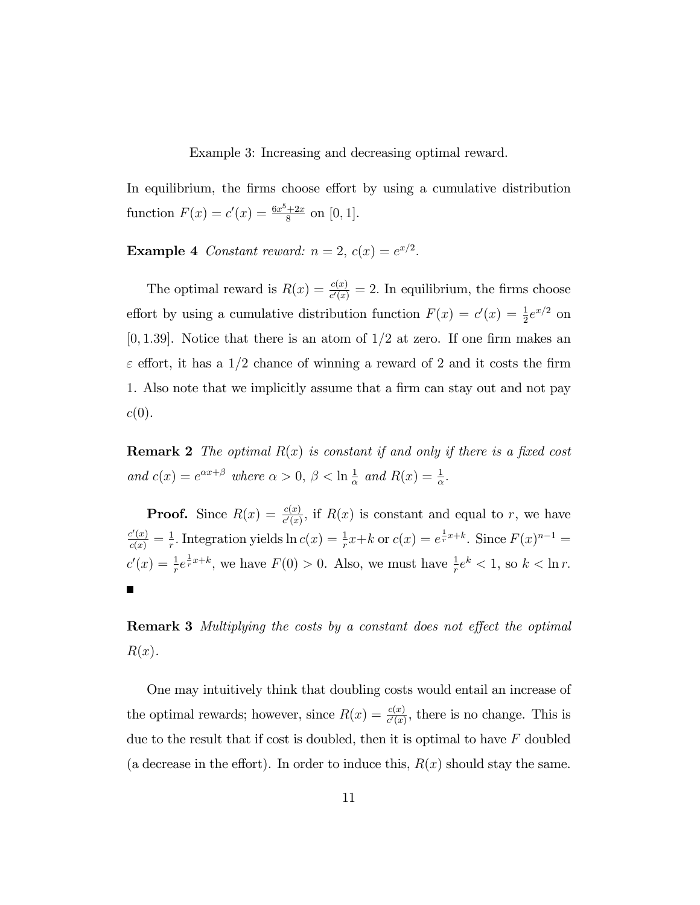Example 3: Increasing and decreasing optimal reward.

In equilibrium, the firms choose effort by using a cumulative distribution function $F(x) = c'(x) = \frac{6x^5+2x}{8}$ on $[0,1]$.

**Example 4** *Constant reward: $n = 2$, $c(x) = e^{x/2}$.*

The optimal reward is $R(x) = \frac{c(x)}{c'(x)} = 2$. In equilibrium, the firms choose effort by using a cumulative distribution function $F(x) = c'(x) = \frac{1}{2}e^{x/2}$ on $[0, 1.39]$. Notice that there is an atom of $1/2$ at zero. If one firm makes an $\varepsilon$ effort, it has a $1/2$ chance of winning a reward of 2 and it costs the firm 1. Also note that we implicitly assume that a firm can stay out and not pay $c(0)$.

**Remark 2** *The optimal $R(x)$ is constant if and only if there is a fixed cost and $c(x) = e^{\alpha x+\beta}$ where $\alpha > 0$, $\beta < \ln\frac{1}{\alpha}$ and $R(x) = \frac{1}{\alpha}$.*

**Proof.** Since $R(x) = \frac{c(x)}{c'(x)}$, if $R(x)$ is constant and equal to $r$, we have $\frac{c'(x)}{c(x)} = \frac{1}{r}$. Integration yields $\ln c(x) = \frac{1}{r}x+k$ or $c(x) = e^{\frac{1}{r}x+k}$. Since $F(x)^{n-1} = c'(x) = \frac{1}{r}e^{\frac{1}{r}x+k}$, we have $F(0) > 0$. Also, we must have $\frac{1}{r}e^{k} < 1$, so $k < \ln r$. ■

**Remark 3** *Multiplying the costs by a constant does not effect the optimal $R(x)$.*

One may intuitively think that doubling costs would entail an increase of the optimal rewards; however, since $R(x) = \frac{c(x)}{c'(x)}$, there is no change. This is due to the result that if cost is doubled, then it is optimal to have $F$ doubled (a decrease in the effort). In order to induce this, $R(x)$ should stay the same.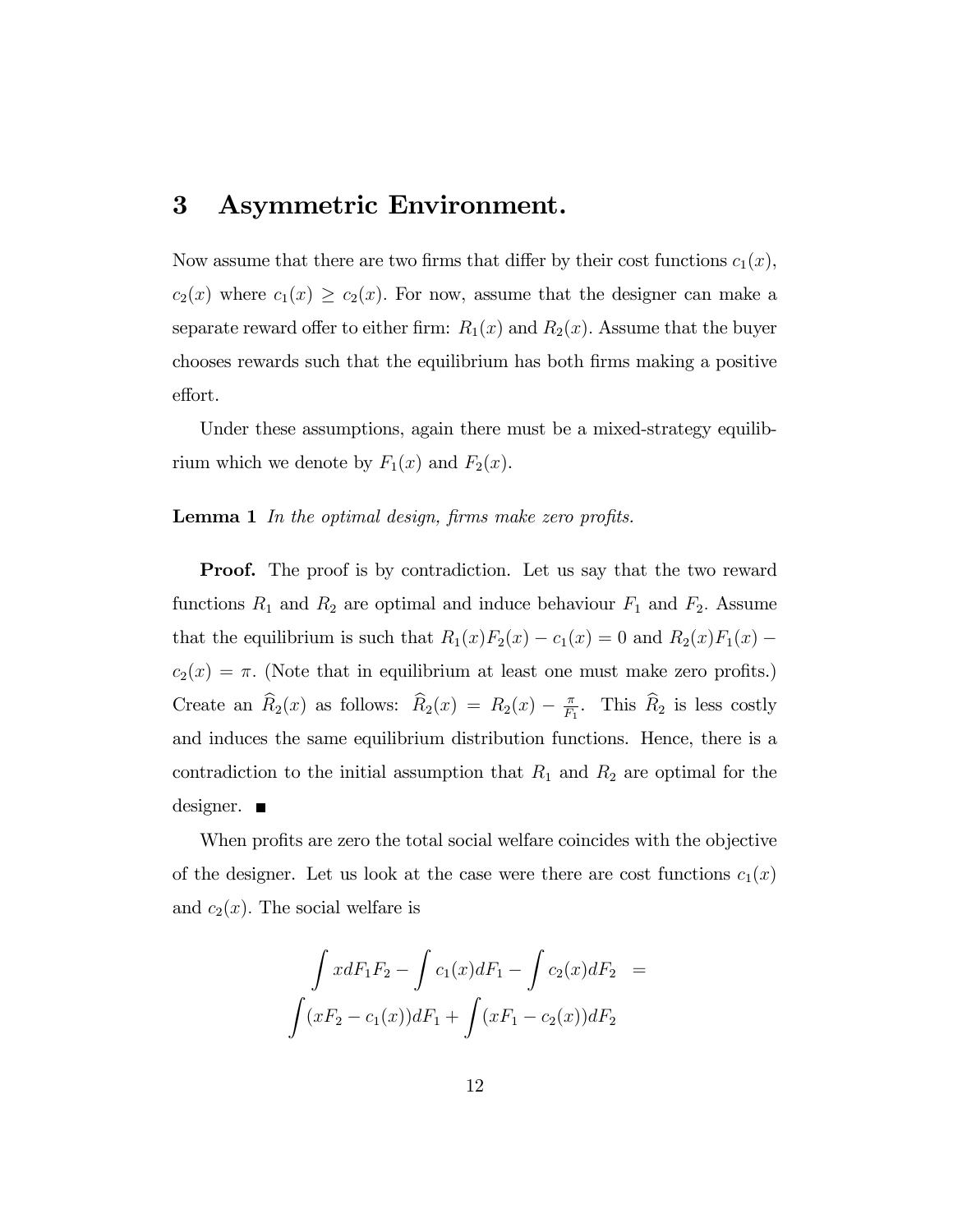## 3 Asymmetric Environment.

Now assume that there are two firms that differ by their cost functions $c_1(x)$, $c_2(x)$ where $c_1(x) \geq c_2(x)$. For now, assume that the designer can make a separate reward offer to either firm: $R_1(x)$ and $R_2(x)$. Assume that the buyer chooses rewards such that the equilibrium has both firms making a positive effort.

Under these assumptions, again there must be a mixed-strategy equilibrium which we denote by $F_1(x)$ and $F_2(x)$.

**Lemma 1** *In the optimal design, firms make zero profits.*

**Proof.** The proof is by contradiction. Let us say that the two reward functions $R_1$ and $R_2$ are optimal and induce behaviour $F_1$ and $F_2$. Assume that the equilibrium is such that $R_1(x)F_2(x) - c_1(x) = 0$ and $R_2(x)F_1(x) - c_2(x) = \pi$. (Note that in equilibrium at least one must make zero profits.) Create an $\widehat{R}_2(x)$ as follows: $\widehat{R}_2(x) = R_2(x) - \frac{\pi}{F_1}$. This $\widehat{R}_2$ is less costly and induces the same equilibrium distribution functions. Hence, there is a contradiction to the initial assumption that $R_1$ and $R_2$ are optimal for the designer. ∎

When profits are zero the total social welfare coincides with the objective of the designer. Let us look at the case were there are cost functions $c_1(x)$ and $c_2(x)$. The social welfare is

$$
\begin{aligned}
\int x dF_1 F_2 - \int c_1(x) dF_1 - \int c_2(x) dF_2 &= \\
\int (xF_2 - c_1(x)) dF_1 + \int (xF_1 - c_2(x)) dF_2
\end{aligned}
$$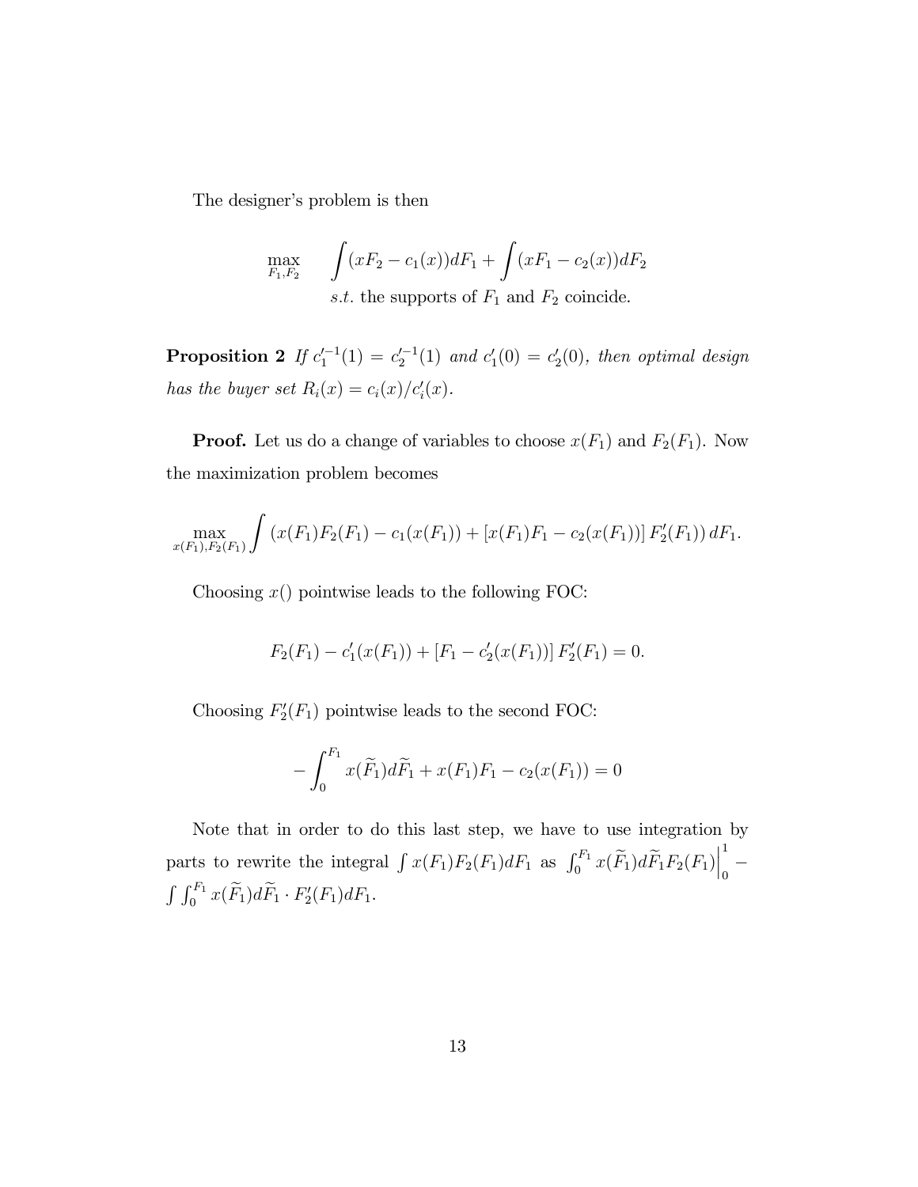The designer's problem is then

$$\max_{F_1, F_2} \quad \int (xF_2 - c_1(x))dF_1 + \int (xF_1 - c_2(x))dF_2$$
$$s.t. \text{ the supports of } F_1 \text{ and } F_2 \text{ coincide.}$$

**Proposition 2** *If $c_1'^{-1}(1) = c_2'^{-1}(1)$ and $c_1'(0) = c_2'(0)$, then optimal design has the buyer set $R_i(x) = c_i(x)/c_i'(x)$.*

**Proof.** Let us do a change of variables to choose $x(F_1)$ and $F_2(F_1)$. Now the maximization problem becomes

$$\max_{x(F_1), F_2(F_1)} \int \left(x(F_1)F_2(F_1) - c_1(x(F_1)) + [x(F_1)F_1 - c_2(x(F_1))]\, F_2'(F_1)\right) dF_1.$$

Choosing $x()$ pointwise leads to the following FOC:

$$F_2(F_1) - c_1'(x(F_1)) + [F_1 - c_2'(x(F_1))]\, F_2'(F_1) = 0.$$

Choosing $F_2'(F_1)$ pointwise leads to the second FOC:

$$-\int_0^{F_1} x(\widetilde{F}_1)d\widetilde{F}_1 + x(F_1)F_1 - c_2(x(F_1)) = 0$$

Note that in order to do this last step, we have to use integration by parts to rewrite the integral $\int x(F_1)F_2(F_1)dF_1$ as $\int_0^{F_1} x(\widetilde{F}_1)d\widetilde{F}_1 F_2(F_1)\Big|_0^1 - \int \int_0^{F_1} x(\widetilde{F}_1)d\widetilde{F}_1 \cdot F_2'(F_1)dF_1$.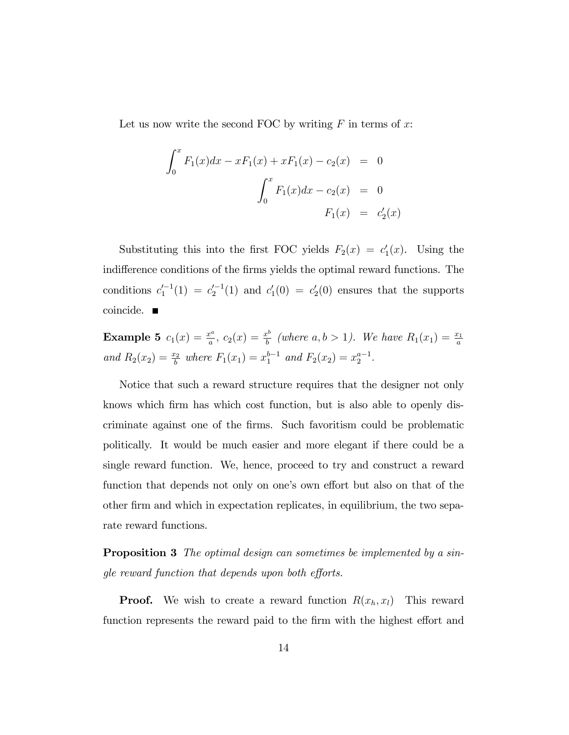Let us now write the second FOC by writing $F$ in terms of $x$:

$$
\begin{aligned}
\int_0^x F_1(x)dx - xF_1(x) + xF_1(x) - c_2(x) &= 0 \\
\int_0^x F_1(x)dx - c_2(x) &= 0 \\
F_1(x) &= c_2'(x)
\end{aligned}
$$

Substituting this into the first FOC yields $F_2(x) = c_1'(x)$. Using the indifference conditions of the firms yields the optimal reward functions. The conditions $c_1'^{-1}(1) = c_2'^{-1}(1)$ and $c_1'(0) = c_2'(0)$ ensures that the supports coincide. ■

**Example 5** *$c_1(x) = \frac{x^a}{a}$, $c_2(x) = \frac{x^b}{b}$ (where $a, b > 1$). We have $R_1(x_1) = \frac{x_1}{a}$ and $R_2(x_2) = \frac{x_2}{b}$ where $F_1(x_1) = x_1^{b-1}$ and $F_2(x_2) = x_2^{a-1}$.*

Notice that such a reward structure requires that the designer not only knows which firm has which cost function, but is also able to openly discriminate against one of the firms. Such favoritism could be problematic politically. It would be much easier and more elegant if there could be a single reward function. We, hence, proceed to try and construct a reward function that depends not only on one's own effort but also on that of the other firm and which in expectation replicates, in equilibrium, the two separate reward functions.

**Proposition 3** *The optimal design can sometimes be implemented by a single reward function that depends upon both efforts.*

**Proof.** We wish to create a reward function $R(x_h, x_l)$ This reward function represents the reward paid to the firm with the highest effort and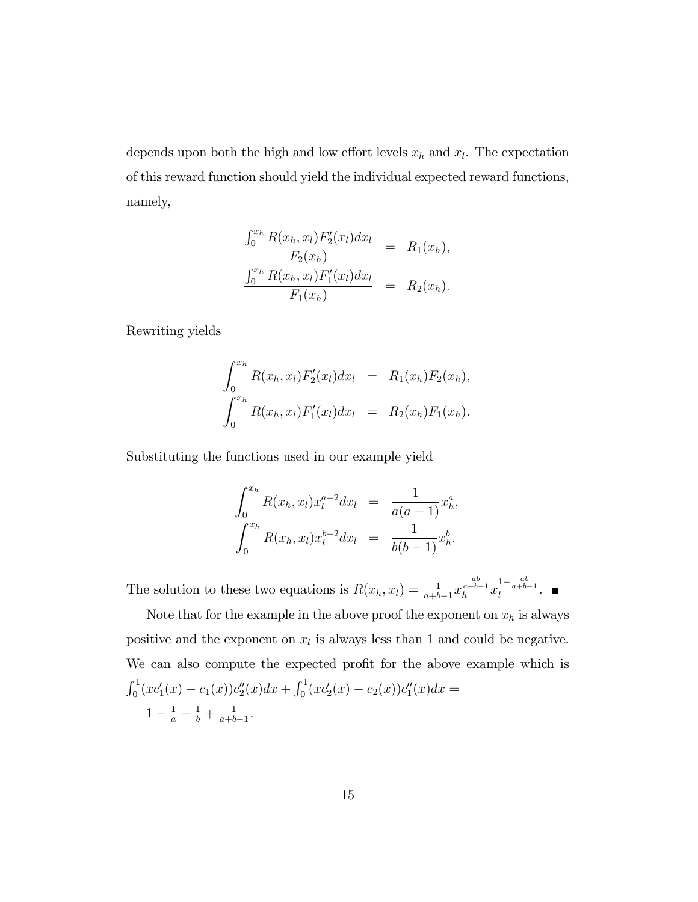depends upon both the high and low effort levels $x_h$ and $x_l$. The expectation of this reward function should yield the individual expected reward functions, namely,

$$
\begin{aligned}
\frac{\int_0^{x_h} R(x_h, x_l) F_2'(x_l) dx_l}{F_2(x_h)} &= R_1(x_h), \\
\frac{\int_0^{x_h} R(x_h, x_l) F_1'(x_l) dx_l}{F_1(x_h)} &= R_2(x_h).
\end{aligned}
$$

Rewriting yields

$$
\begin{aligned}
\int_0^{x_h} R(x_h, x_l) F_2'(x_l) dx_l &= R_1(x_h) F_2(x_h), \\
\int_0^{x_h} R(x_h, x_l) F_1'(x_l) dx_l &= R_2(x_h) F_1(x_h).
\end{aligned}
$$

Substituting the functions used in our example yield

$$
\begin{aligned}
\int_0^{x_h} R(x_h, x_l) x_l^{a-2} dx_l &= \frac{1}{a(a-1)} x_h^a, \\
\int_0^{x_h} R(x_h, x_l) x_l^{b-2} dx_l &= \frac{1}{b(b-1)} x_h^b.
\end{aligned}
$$

The solution to these two equations is $R(x_h, x_l) = \frac{1}{a+b-1} x_h^{\frac{ab}{a+b-1}} x_l^{1-\frac{ab}{a+b-1}}$. ■

Note that for the example in the above proof the exponent on $x_h$ is always positive and the exponent on $x_l$ is always less than 1 and could be negative. We can also compute the expected profit for the above example which is $\int_0^1 (xc_1'(x) - c_1(x)) c_2''(x) dx + \int_0^1 (xc_2'(x) - c_2(x)) c_1''(x) dx =$
$1 - \frac{1}{a} - \frac{1}{b} + \frac{1}{a+b-1}$.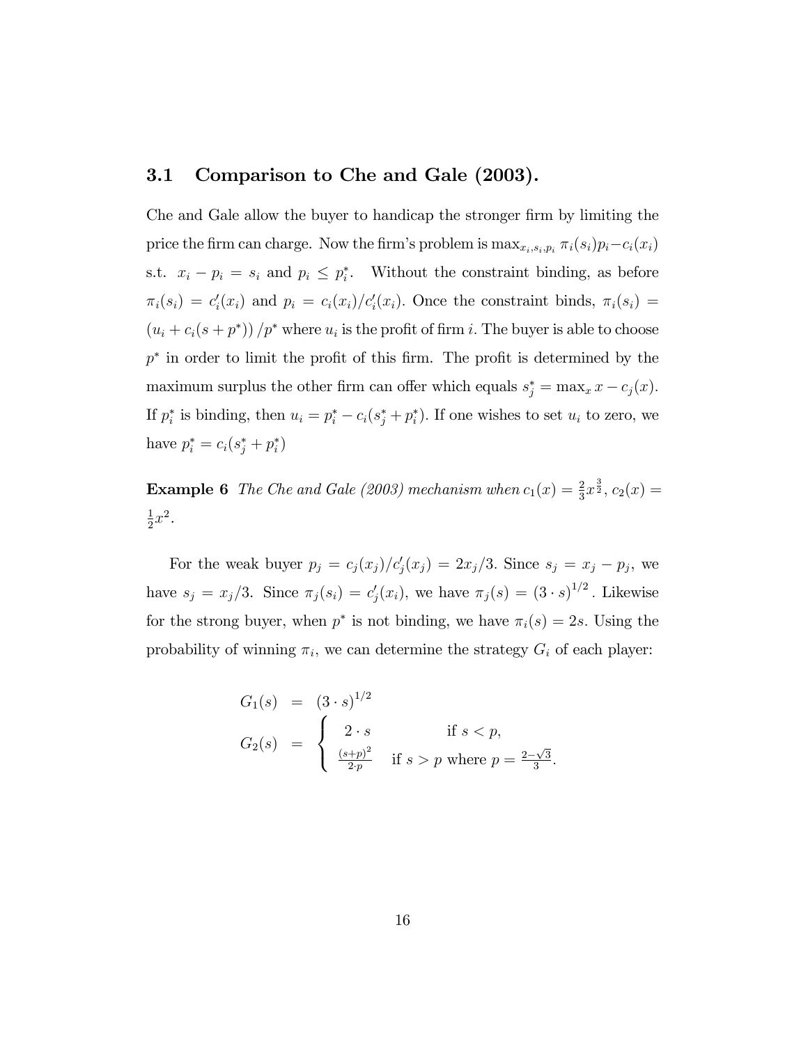### 3.1 Comparison to Che and Gale (2003).

Che and Gale allow the buyer to handicap the stronger firm by limiting the price the firm can charge. Now the firm's problem is $\max_{x_i,s_i,p_i} \pi_i(s_i)p_i - c_i(x_i)$ s.t. $x_i - p_i = s_i$ and $p_i \leq p_i^*$. Without the constraint binding, as before $\pi_i(s_i) = c_i'(x_i)$ and $p_i = c_i(x_i)/c_i'(x_i)$. Once the constraint binds, $\pi_i(s_i) = (u_i + c_i(s + p^*))/p^*$ where $u_i$ is the profit of firm $i$. The buyer is able to choose $p^*$ in order to limit the profit of this firm. The profit is determined by the maximum surplus the other firm can offer which equals $s_j^* = \max_x x - c_j(x)$. If $p_i^*$ is binding, then $u_i = p_i^* - c_i(s_j^* + p_i^*)$. If one wishes to set $u_i$ to zero, we have $p_i^* = c_i(s_j^* + p_i^*)$

**Example 6** *The Che and Gale (2003) mechanism when* $c_1(x) = \frac{2}{3}x^{\frac{3}{2}}$, $c_2(x) = \frac{1}{2}x^2$.

For the weak buyer $p_j = c_j(x_j)/c_j'(x_j) = 2x_j/3$. Since $s_j = x_j - p_j$, we have $s_j = x_j/3$. Since $\pi_j(s_i) = c_j'(x_i)$, we have $\pi_j(s) = (3 \cdot s)^{1/2}$. Likewise for the strong buyer, when $p^*$ is not binding, we have $\pi_i(s) = 2s$. Using the probability of winning $\pi_i$, we can determine the strategy $G_i$ of each player:

$$
\begin{aligned}
G_1(s) &= (3 \cdot s)^{1/2} \\
G_2(s) &= \begin{cases} 2 \cdot s & \text{if } s < p, \\ \frac{(s+p)^2}{2 \cdot p} & \text{if } s > p \text{ where } p = \frac{2-\sqrt{3}}{3}. \end{cases}
\end{aligned}
$$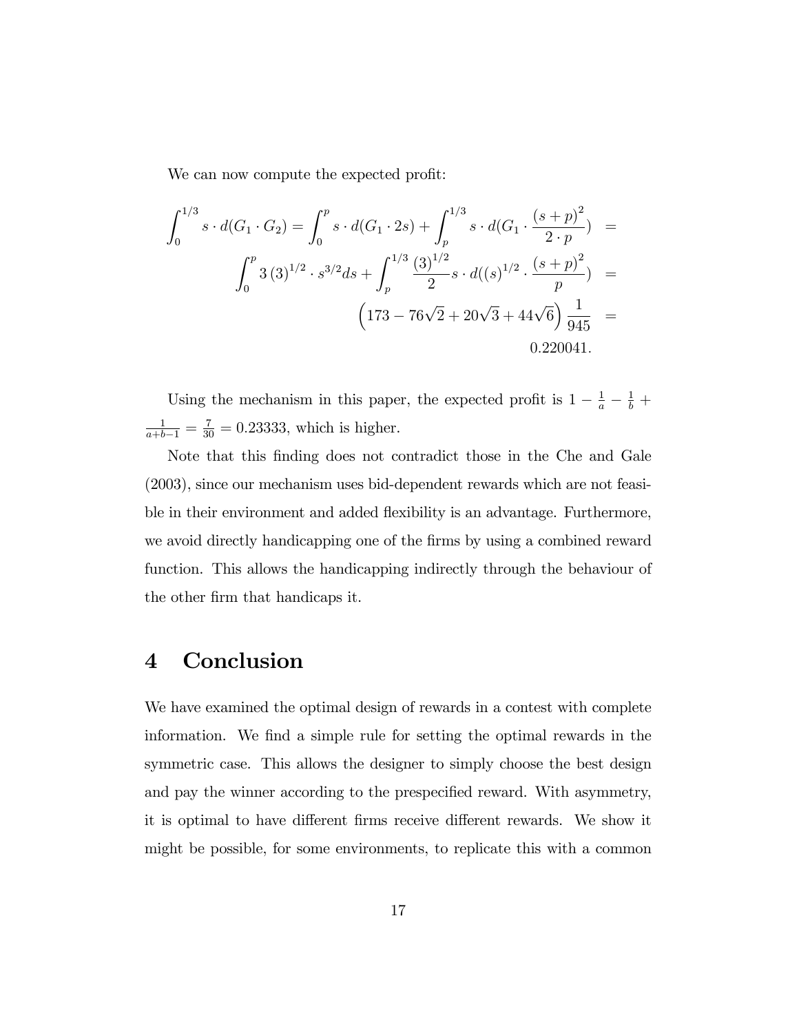We can now compute the expected profit:

$$
\begin{aligned}
\int_0^{1/3} s \cdot d(G_1 \cdot G_2) = \int_0^p s \cdot d(G_1 \cdot 2s) + \int_p^{1/3} s \cdot d(G_1 \cdot \frac{(s+p)^2}{2 \cdot p}) &= \\
\int_0^p 3\,(3)^{1/2} \cdot s^{3/2} ds + \int_p^{1/3} \frac{(3)^{1/2}}{2} s \cdot d((s)^{1/2} \cdot \frac{(s+p)^2}{p}) &= \\
\left(173 - 76\sqrt{2} + 20\sqrt{3} + 44\sqrt{6}\right) \frac{1}{945} &= \\
0.220041. &
\end{aligned}
$$

Using the mechanism in this paper, the expected profit is $1 - \frac{1}{a} - \frac{1}{b} + \frac{1}{a+b-1} = \frac{7}{30} = 0.23333$, which is higher.

Note that this finding does not contradict those in the Che and Gale (2003), since our mechanism uses bid-dependent rewards which are not feasible in their environment and added flexibility is an advantage. Furthermore, we avoid directly handicapping one of the firms by using a combined reward function. This allows the handicapping indirectly through the behaviour of the other firm that handicaps it.

# 4 Conclusion

We have examined the optimal design of rewards in a contest with complete information. We find a simple rule for setting the optimal rewards in the symmetric case. This allows the designer to simply choose the best design and pay the winner according to the prespecified reward. With asymmetry, it is optimal to have different firms receive different rewards. We show it might be possible, for some environments, to replicate this with a common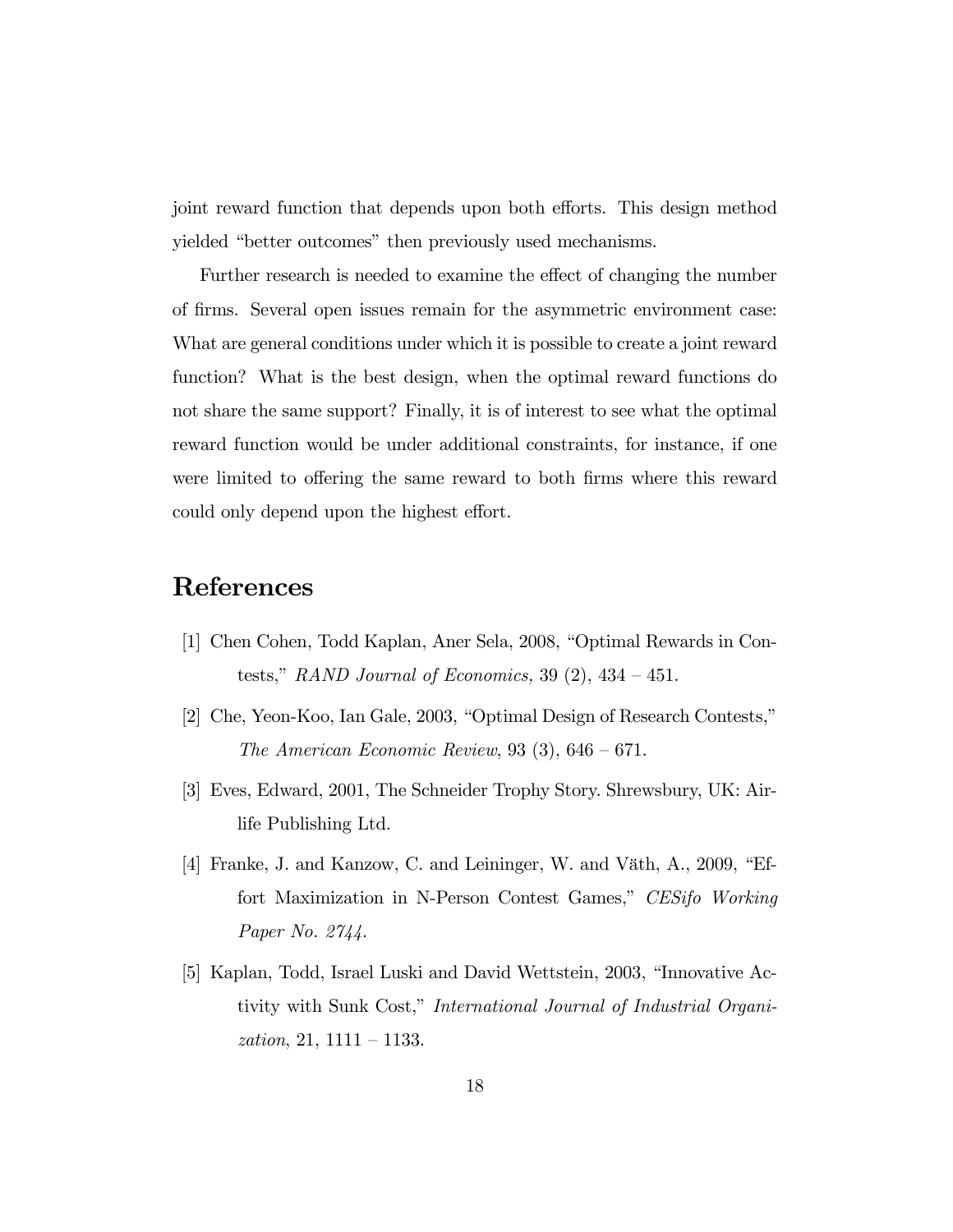joint reward function that depends upon both efforts. This design method yielded "better outcomes" then previously used mechanisms.

Further research is needed to examine the effect of changing the number of firms. Several open issues remain for the asymmetric environment case: What are general conditions under which it is possible to create a joint reward function? What is the best design, when the optimal reward functions do not share the same support? Finally, it is of interest to see what the optimal reward function would be under additional constraints, for instance, if one were limited to offering the same reward to both firms where this reward could only depend upon the highest effort.

# References

[1] Chen Cohen, Todd Kaplan, Aner Sela, 2008, "Optimal Rewards in Contests," *RAND Journal of Economics,* 39 (2), 434 – 451.

[2] Che, Yeon-Koo, Ian Gale, 2003, "Optimal Design of Research Contests," *The American Economic Review*, 93 (3), 646 – 671.

[3] Eves, Edward, 2001, The Schneider Trophy Story. Shrewsbury, UK: Airlife Publishing Ltd.

[4] Franke, J. and Kanzow, C. and Leininger, W. and Väth, A., 2009, "Effort Maximization in N-Person Contest Games," *CESifo Working Paper No. 2744.*

[5] Kaplan, Todd, Israel Luski and David Wettstein, 2003, "Innovative Activity with Sunk Cost," *International Journal of Industrial Organization*, 21, 1111 – 1133.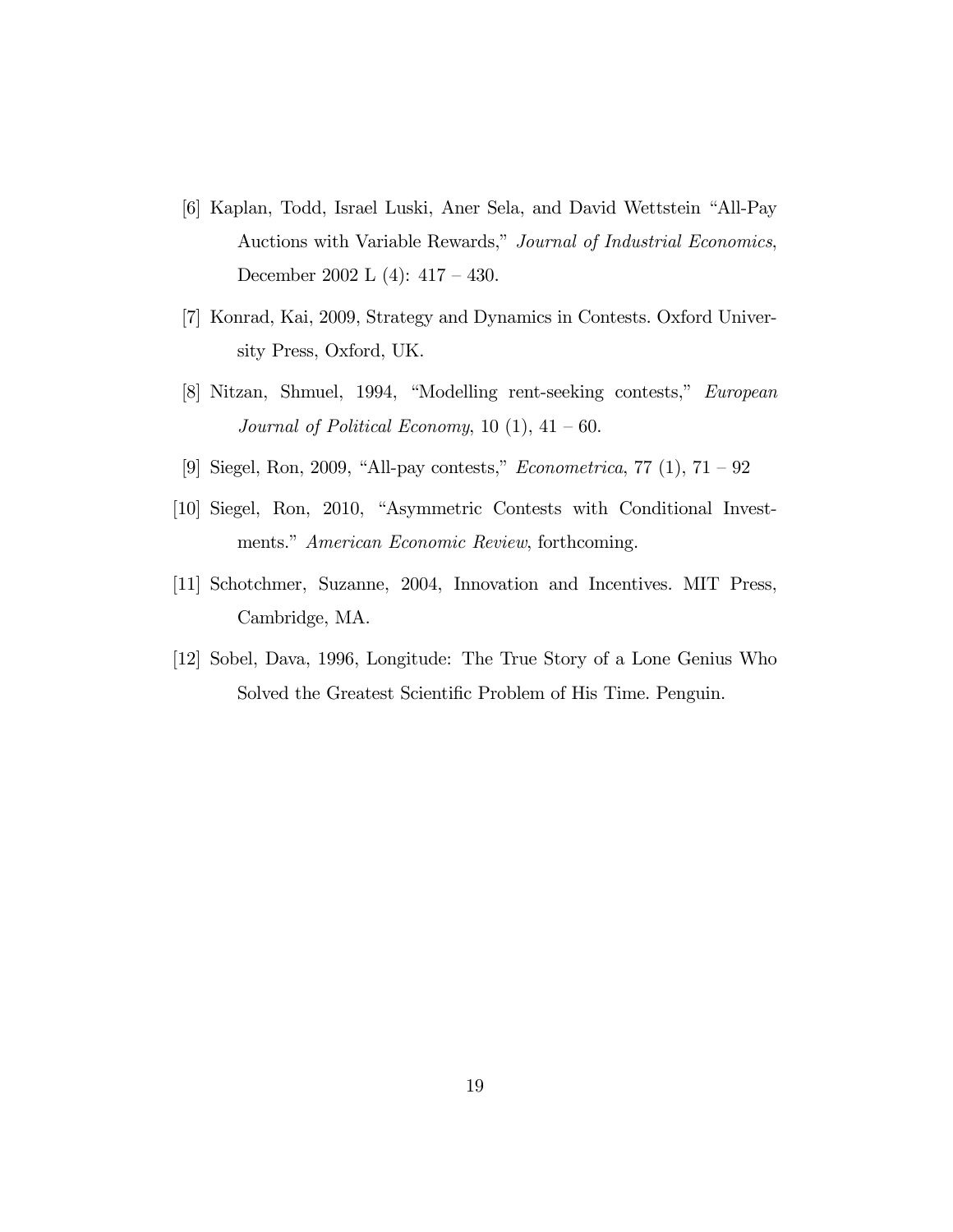[6] Kaplan, Todd, Israel Luski, Aner Sela, and David Wettstein "All-Pay Auctions with Variable Rewards," *Journal of Industrial Economics*, December 2002 L (4): 417 – 430.

[7] Konrad, Kai, 2009, Strategy and Dynamics in Contests. Oxford University Press, Oxford, UK.

[8] Nitzan, Shmuel, 1994, "Modelling rent-seeking contests," *European Journal of Political Economy*, 10 (1), 41 – 60.

[9] Siegel, Ron, 2009, "All-pay contests," *Econometrica*, 77 (1), 71 – 92

[10] Siegel, Ron, 2010, "Asymmetric Contests with Conditional Investments." *American Economic Review*, forthcoming.

[11] Schotchmer, Suzanne, 2004, Innovation and Incentives. MIT Press, Cambridge, MA.

[12] Sobel, Dava, 1996, Longitude: The True Story of a Lone Genius Who Solved the Greatest Scientific Problem of His Time. Penguin.